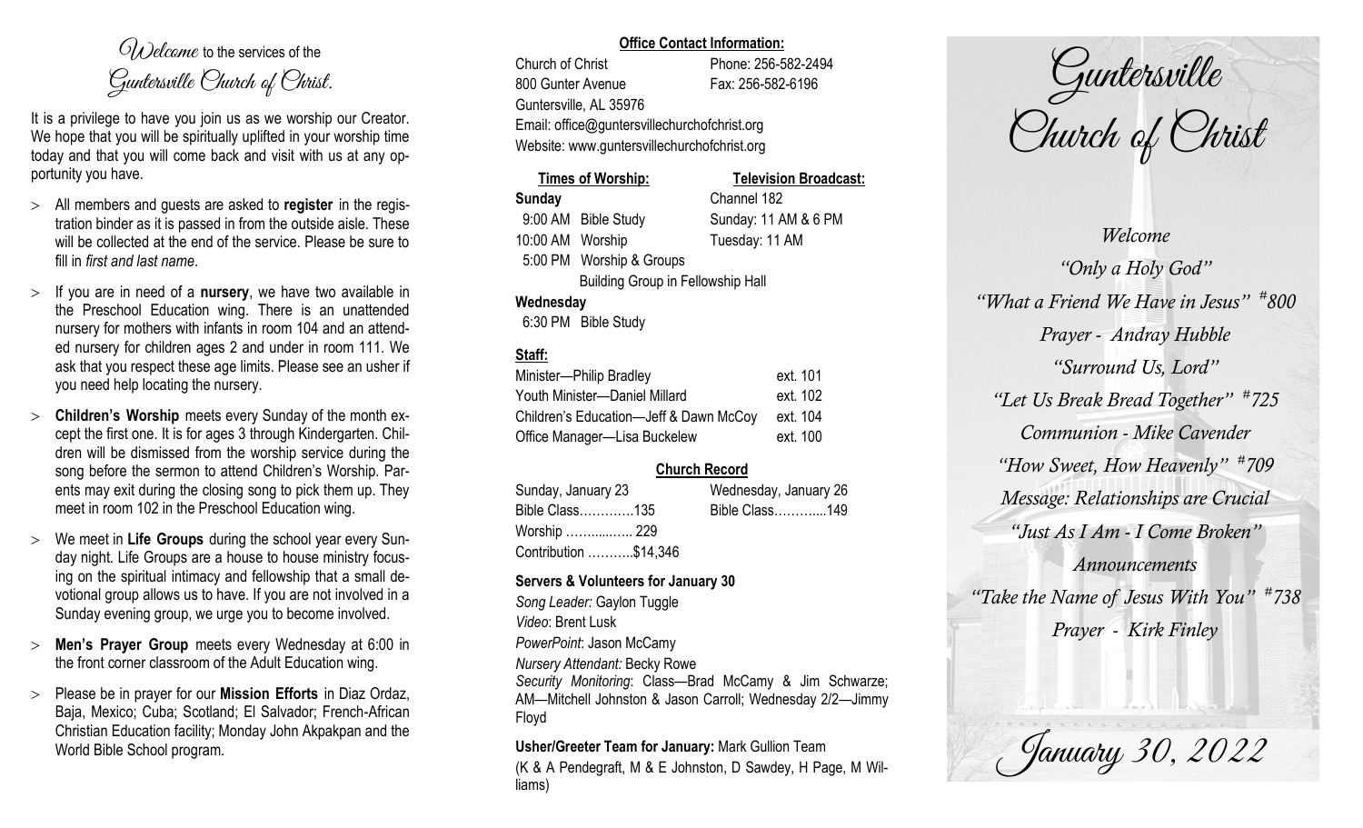*Welcome* to the services of the Guntersville Church of Christ.

It is a privilege to have you join us as we worship our Creator. We hope that you will be spiritually uplifted in your worship time today and that you will come back and visit with us at any opportunity you have.

- All members and guests are asked to **register** in the registration binder as it is passed in from the outside aisle. These will be collected at the end of the service. Please be sure to fill in *first and last name*.
- If you are in need of a **nursery**, we have two available in the Preschool Education wing. There is an unattended nursery for mothers with infants in room 104 and an attended nursery for children ages 2 and under in room 111. We ask that you respect these age limits. Please see an usher if you need help locating the nursery.
- **Children's Worship** meets every Sunday of the month except the first one. It is for ages 3 through Kindergarten. Children will be dismissed from the worship service during the song before the sermon to attend Children's Worship. Parents may exit during the closing song to pick them up. They meet in room 102 in the Preschool Education wing.
- We meet in **Life Groups** during the school year every Sunday night. Life Groups are a house to house ministry focusing on the spiritual intimacy and fellowship that a small devotional group allows us to have. If you are not involved in a Sunday evening group, we urge you to become involved.
- **Men's Prayer Group** meets every Wednesday at 6:00 in the front corner classroom of the Adult Education wing.
- Please be in prayer for our **Mission Efforts** in Diaz Ordaz, Baja, Mexico; Cuba; Scotland; El Salvador; French-African Christian Education facility; Monday John Akpakpan and the World Bible School program.

**Office Contact Information:**

Church of Christ
800 Gunter Avenue
Guntersville, AL 35976
Phone: 256-582-2494
Fax: 256-582-6196
Email: office@guntersvillechurchofchrist.org
Website: www.guntersvillechurchofchrist.org

**Times of Worship:**

**Sunday**
9:00 AM Bible Study
10:00 AM Worship
5:00 PM Worship & Groups
Building Group in Fellowship Hall

**Wednesday**
6:30 PM Bible Study

**Television Broadcast:**

Channel 182
Sunday: 11 AM & 6 PM
Tuesday: 11 AM

**Staff:**

| | |
|---|---|
| Minister—Philip Bradley | ext. 101 |
| Youth Minister—Daniel Millard | ext. 102 |
| Children's Education—Jeff & Dawn McCoy | ext. 104 |
| Office Manager—Lisa Buckelew | ext. 100 |

**Church Record**

| Sunday, January 23 | Wednesday, January 26 |
|---|---|
| Bible Class…………135 | Bible Class………...149 |
| Worship ……....….. 229 | |
| Contribution ………..$14,346 | |

**Servers & Volunteers for January 30**

*Song Leader:* Gaylon Tuggle
*Video*: Brent Lusk
*PowerPoint*: Jason McCamy
*Nursery Attendant:* Becky Rowe
*Security Monitoring*: Class—Brad McCamy & Jim Schwarze; AM—Mitchell Johnston & Jason Carroll; Wednesday 2/2—Jimmy Floyd

**Usher/Greeter Team for January:** Mark Gullion Team
(K & A Pendegraft, M & E Johnston, D Sawdey, H Page, M Williams)

# Guntersville Church of Christ

*Welcome*
*"Only a Holy God"*
*"What a Friend We Have in Jesus" #800*
*Prayer - Andray Hubble*
*"Surround Us, Lord"*
*"Let Us Break Bread Together" #725*
*Communion - Mike Cavender*
*"How Sweet, How Heavenly" #709*
*Message: Relationships are Crucial*
*"Just As I Am - I Come Broken"*
*Announcements*
*"Take the Name of Jesus With You" #738*
*Prayer - Kirk Finley*

January 30, 2022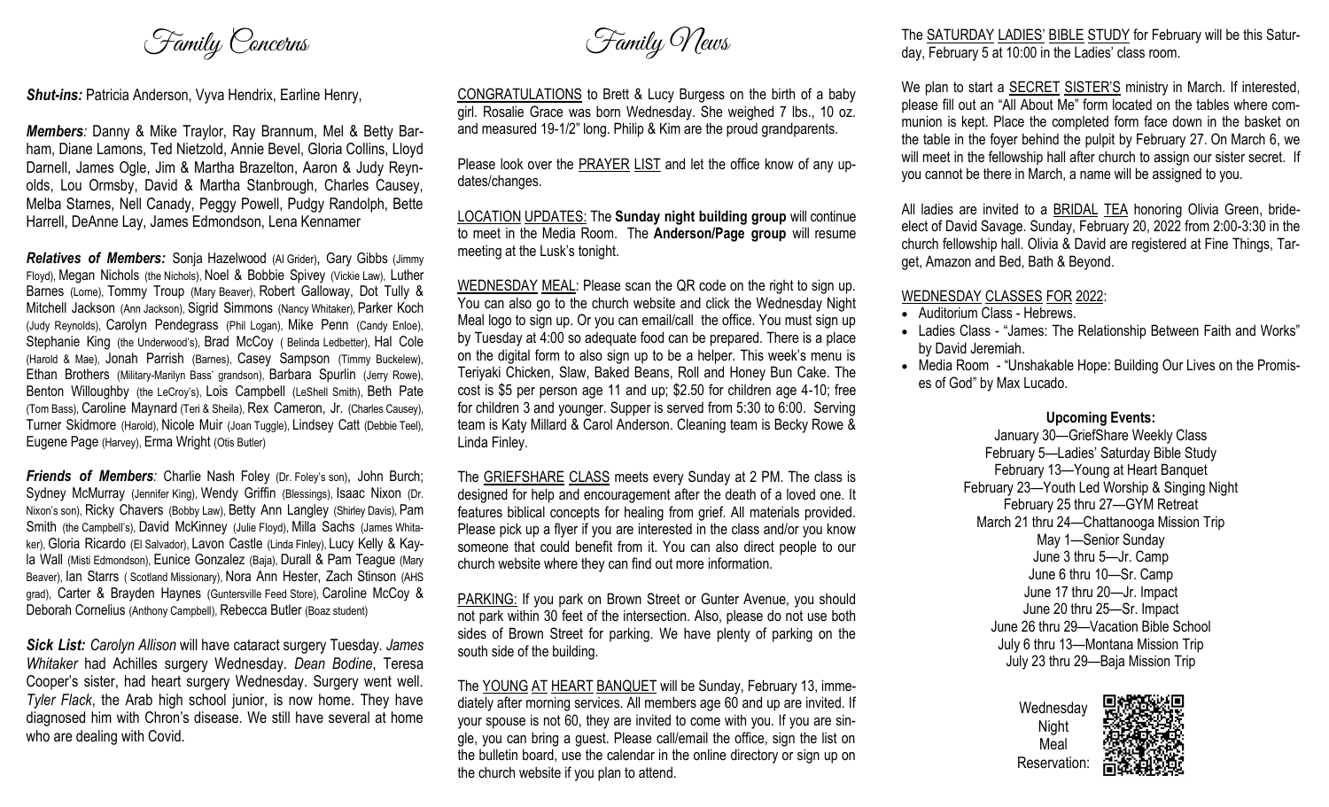# Family Concerns

***Shut-ins:*** Patricia Anderson, Vyva Hendrix, Earline Henry,

***Members:*** Danny & Mike Traylor, Ray Brannum, Mel & Betty Barham, Diane Lamons, Ted Nietzold, Annie Bevel, Gloria Collins, Lloyd Darnell, James Ogle, Jim & Martha Brazelton, Aaron & Judy Reynolds, Lou Ormsby, David & Martha Stanbrough, Charles Causey, Melba Starnes, Nell Canady, Peggy Powell, Pudgy Randolph, Bette Harrell, DeAnne Lay, James Edmondson, Lena Kennamer

***Relatives of Members:*** Sonja Hazelwood (Al Grider), Gary Gibbs (Jimmy Floyd), Megan Nichols (the Nichols), Noel & Bobbie Spivey (Vickie Law), Luther Barnes (Lorne), Tommy Troup (Mary Beaver), Robert Galloway, Dot Tully & Mitchell Jackson (Ann Jackson), Sigrid Simmons (Nancy Whitaker), Parker Koch (Judy Reynolds), Carolyn Pendegrass (Phil Logan), Mike Penn (Candy Enloe), Stephanie King (the Underwood's), Brad McCoy ( Belinda Ledbetter), Hal Cole (Harold & Mae), Jonah Parrish (Barnes), Casey Sampson (Timmy Buckelew), Ethan Brothers (Military-Marilyn Bass' grandson), Barbara Spurlin (Jerry Rowe), Benton Willoughby (the LeCroy's), Lois Campbell (LeShell Smith), Beth Pate (Tom Bass), Caroline Maynard (Teri & Sheila), Rex Cameron, Jr. (Charles Causey), Turner Skidmore (Harold), Nicole Muir (Joan Tuggle), Lindsey Catt (Debbie Teel), Eugene Page (Harvey), Erma Wright (Otis Butler)

***Friends of Members:*** Charlie Nash Foley (Dr. Foley's son), John Burch; Sydney McMurray (Jennifer King), Wendy Griffin (Blessings), Isaac Nixon (Dr. Nixon's son), Ricky Chavers (Bobby Law), Betty Ann Langley (Shirley Davis), Pam Smith (the Campbell's), David McKinney (Julie Floyd), Milla Sachs (James Whitaker), Gloria Ricardo (El Salvador), Lavon Castle (Linda Finley), Lucy Kelly & Kayla Wall (Misti Edmondson), Eunice Gonzalez (Baja), Durall & Pam Teague (Mary Beaver), Ian Starrs ( Scotland Missionary), Nora Ann Hester, Zach Stinson (AHS grad), Carter & Brayden Haynes (Guntersville Feed Store), Caroline McCoy & Deborah Cornelius (Anthony Campbell), Rebecca Butler (Boaz student)

***Sick List:*** *Carolyn Allison* will have cataract surgery Tuesday. *James Whitaker* had Achilles surgery Wednesday. *Dean Bodine*, Teresa Cooper's sister, had heart surgery Wednesday. Surgery went well. *Tyler Flack*, the Arab high school junior, is now home. They have diagnosed him with Chron's disease. We still have several at home who are dealing with Covid.

# Family News

CONGRATULATIONS to Brett & Lucy Burgess on the birth of a baby girl. Rosalie Grace was born Wednesday. She weighed 7 lbs., 10 oz. and measured 19-1/2" long. Philip & Kim are the proud grandparents.

Please look over the PRAYER LIST and let the office know of any updates/changes.

LOCATION UPDATES: The **Sunday night building group** will continue to meet in the Media Room. The **Anderson/Page group** will resume meeting at the Lusk's tonight.

WEDNESDAY MEAL: Please scan the QR code on the right to sign up. You can also go to the church website and click the Wednesday Night Meal logo to sign up. Or you can email/call the office. You must sign up by Tuesday at 4:00 so adequate food can be prepared. There is a place on the digital form to also sign up to be a helper. This week's menu is Teriyaki Chicken, Slaw, Baked Beans, Roll and Honey Bun Cake. The cost is $5 per person age 11 and up; $2.50 for children age 4-10; free for children 3 and younger. Supper is served from 5:30 to 6:00. Serving team is Katy Millard & Carol Anderson. Cleaning team is Becky Rowe & Linda Finley.

The GRIEFSHARE CLASS meets every Sunday at 2 PM. The class is designed for help and encouragement after the death of a loved one. It features biblical concepts for healing from grief. All materials provided. Please pick up a flyer if you are interested in the class and/or you know someone that could benefit from it. You can also direct people to our church website where they can find out more information.

PARKING: If you park on Brown Street or Gunter Avenue, you should not park within 30 feet of the intersection. Also, please do not use both sides of Brown Street for parking. We have plenty of parking on the south side of the building.

The YOUNG AT HEART BANQUET will be Sunday, February 13, immediately after morning services. All members age 60 and up are invited. If your spouse is not 60, they are invited to come with you. If you are single, you can bring a guest. Please call/email the office, sign the list on the bulletin board, use the calendar in the online directory or sign up on the church website if you plan to attend.

The SATURDAY LADIES' BIBLE STUDY for February will be this Saturday, February 5 at 10:00 in the Ladies' class room.

We plan to start a SECRET SISTER'S ministry in March. If interested, please fill out an "All About Me" form located on the tables where communion is kept. Place the completed form face down in the basket on the table in the foyer behind the pulpit by February 27. On March 6, we will meet in the fellowship hall after church to assign our sister secret. If you cannot be there in March, a name will be assigned to you.

All ladies are invited to a BRIDAL TEA honoring Olivia Green, bride-elect of David Savage. Sunday, February 20, 2022 from 2:00-3:30 in the church fellowship hall. Olivia & David are registered at Fine Things, Target, Amazon and Bed, Bath & Beyond.

WEDNESDAY CLASSES FOR 2022:

- Auditorium Class - Hebrews.
- Ladies Class - "James: The Relationship Between Faith and Works" by David Jeremiah.
- Media Room - "Unshakable Hope: Building Our Lives on the Promises of God" by Max Lucado.

**Upcoming Events:**

January 30—GriefShare Weekly Class
February 5—Ladies' Saturday Bible Study
February 13—Young at Heart Banquet
February 23—Youth Led Worship & Singing Night
February 25 thru 27—GYM Retreat
March 21 thru 24—Chattanooga Mission Trip
May 1—Senior Sunday
June 3 thru 5—Jr. Camp
June 6 thru 10—Sr. Camp
June 17 thru 20—Jr. Impact
June 20 thru 25—Sr. Impact
June 26 thru 29—Vacation Bible School
July 6 thru 13—Montana Mission Trip
July 23 thru 29—Baja Mission Trip

Wednesday Night Meal Reservation: